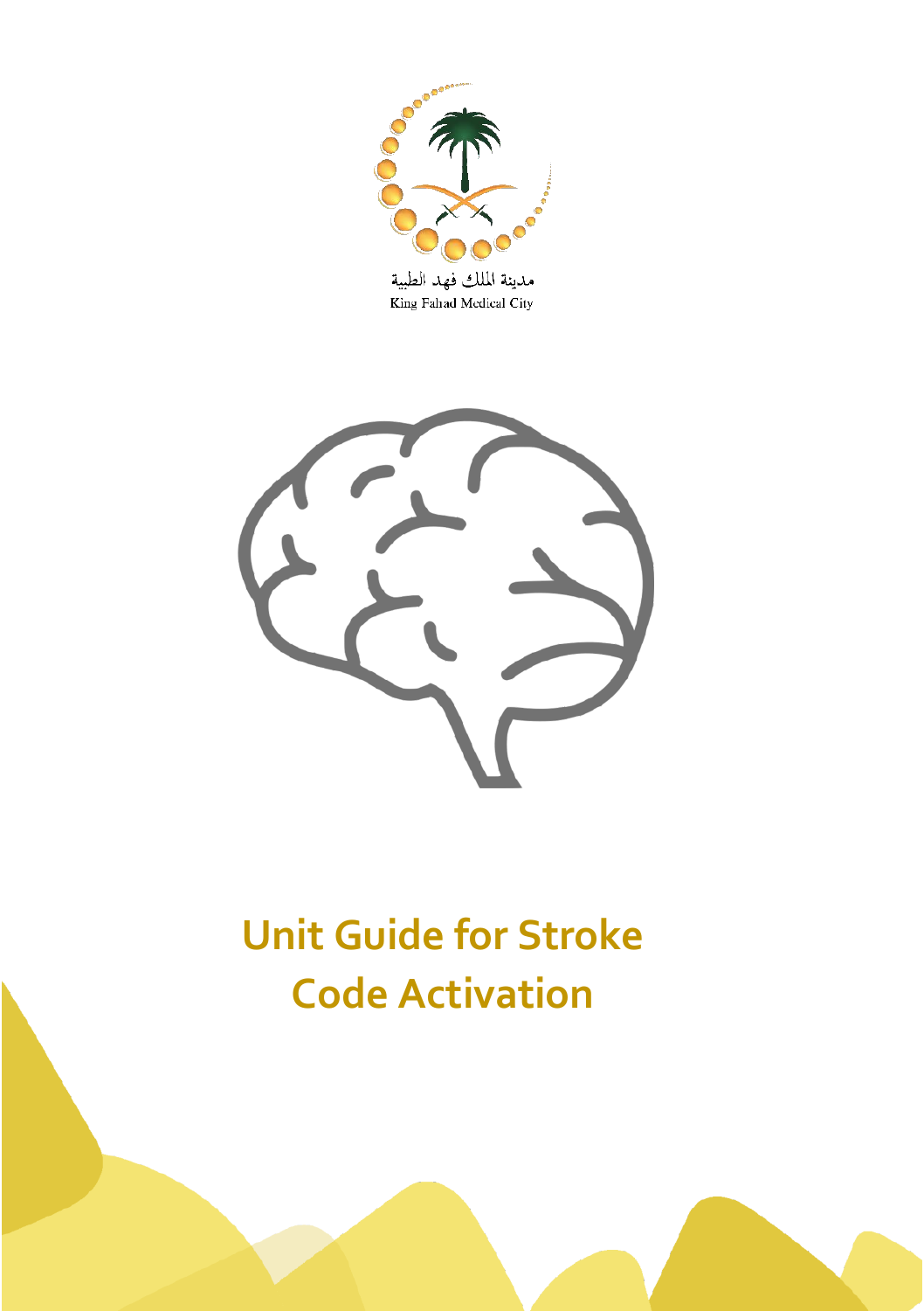مدينة الملك فهد الطبية

King Fahad Medical City

# Unit Guide for Stroke Code Activation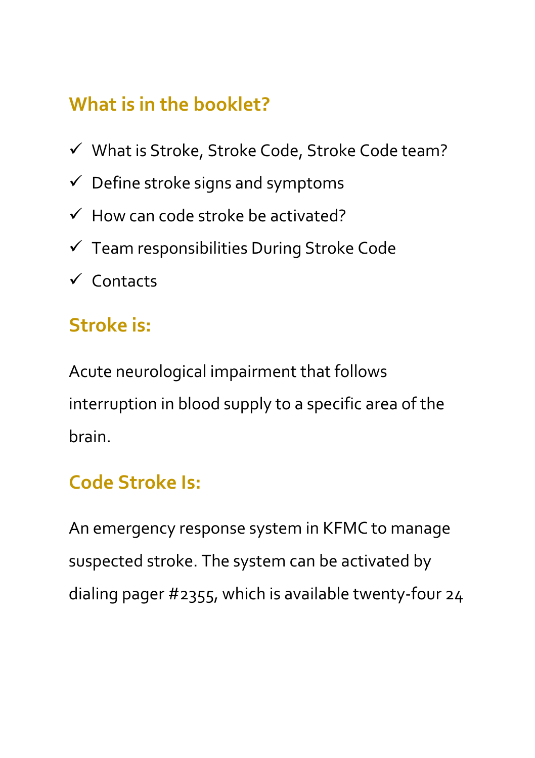## What is in the booklet?

- ✓ What is Stroke, Stroke Code, Stroke Code team?
- ✓ Define stroke signs and symptoms
- ✓ How can code stroke be activated?
- ✓ Team responsibilities During Stroke Code
- ✓ Contacts

## Stroke is:

Acute neurological impairment that follows interruption in blood supply to a specific area of the brain.

## Code Stroke Is:

An emergency response system in KFMC to manage suspected stroke. The system can be activated by dialing pager #2355, which is available twenty-four 24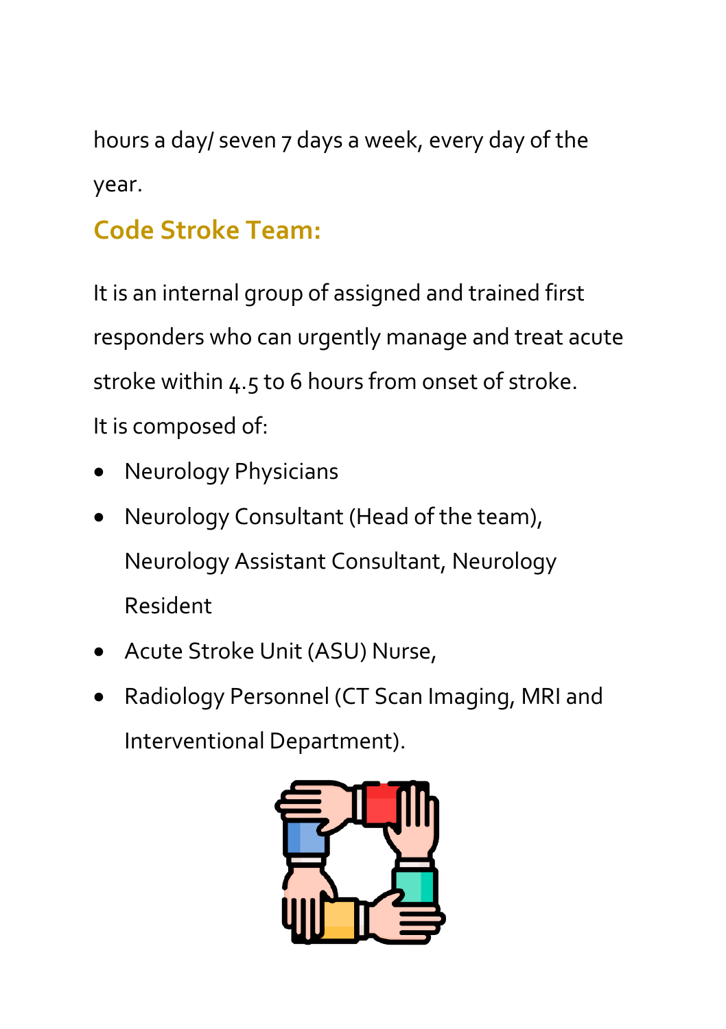hours a day/ seven 7 days a week, every day of the year.

## Code Stroke Team:

It is an internal group of assigned and trained first responders who can urgently manage and treat acute stroke within 4.5 to 6 hours from onset of stroke.

It is composed of:

- Neurology Physicians
- Neurology Consultant (Head of the team), Neurology Assistant Consultant, Neurology Resident
- Acute Stroke Unit (ASU) Nurse,
- Radiology Personnel (CT Scan Imaging, MRI and Interventional Department).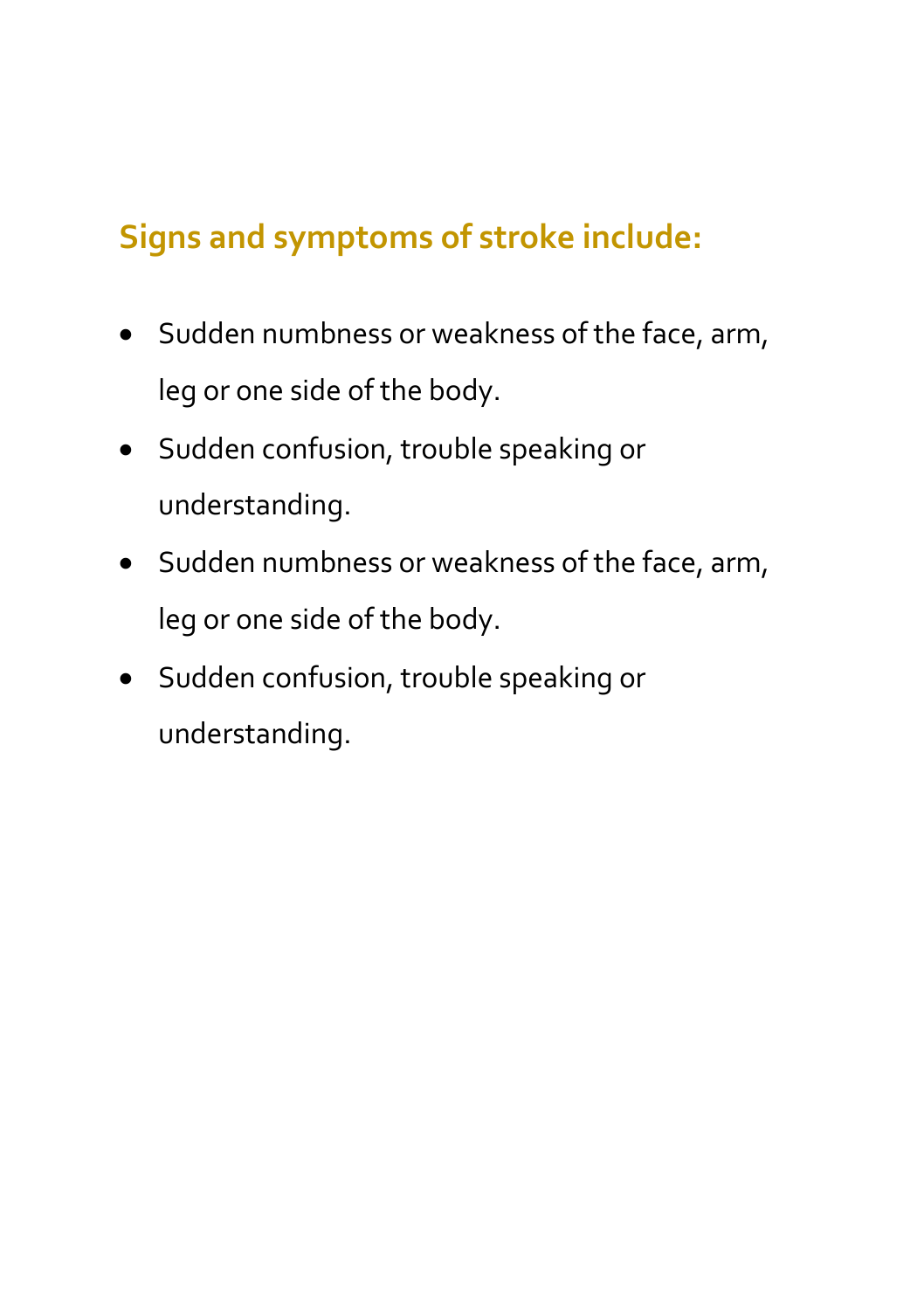## Signs and symptoms of stroke include:

- Sudden numbness or weakness of the face, arm, leg or one side of the body.
- Sudden confusion, trouble speaking or understanding.
- Sudden numbness or weakness of the face, arm, leg or one side of the body.
- Sudden confusion, trouble speaking or understanding.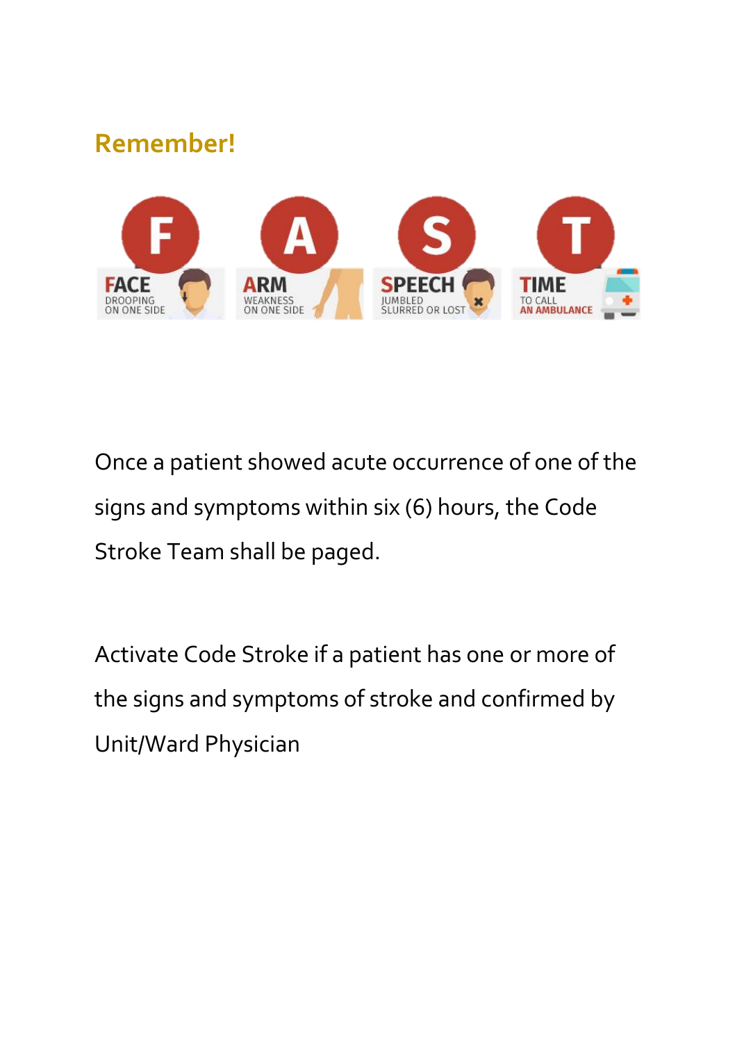## Remember!

**F** — **FACE** DROOPING ON ONE SIDE

**A** — **ARM** WEAKNESS ON ONE SIDE

**S** — **SPEECH** JUMBLED SLURRED OR LOST

**T** — **TIME** TO CALL AN AMBULANCE

Once a patient showed acute occurrence of one of the signs and symptoms within six (6) hours, the Code Stroke Team shall be paged.

Activate Code Stroke if a patient has one or more of the signs and symptoms of stroke and confirmed by Unit/Ward Physician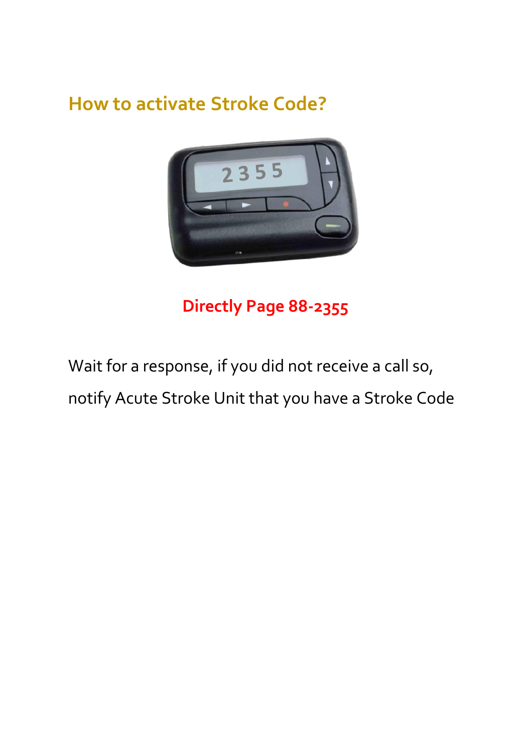## How to activate Stroke Code?

**Directly Page 88-2355**

Wait for a response, if you did not receive a call so, notify Acute Stroke Unit that you have a Stroke Code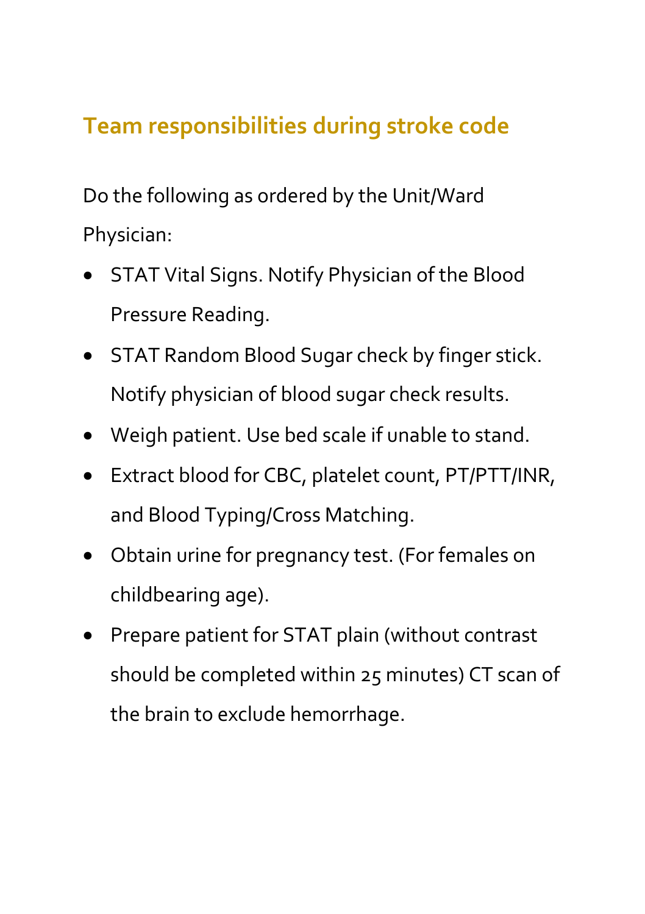## Team responsibilities during stroke code

Do the following as ordered by the Unit/Ward Physician:

- STAT Vital Signs. Notify Physician of the Blood Pressure Reading.
- STAT Random Blood Sugar check by finger stick. Notify physician of blood sugar check results.
- Weigh patient. Use bed scale if unable to stand.
- Extract blood for CBC, platelet count, PT/PTT/INR, and Blood Typing/Cross Matching.
- Obtain urine for pregnancy test. (For females on childbearing age).
- Prepare patient for STAT plain (without contrast should be completed within 25 minutes) CT scan of the brain to exclude hemorrhage.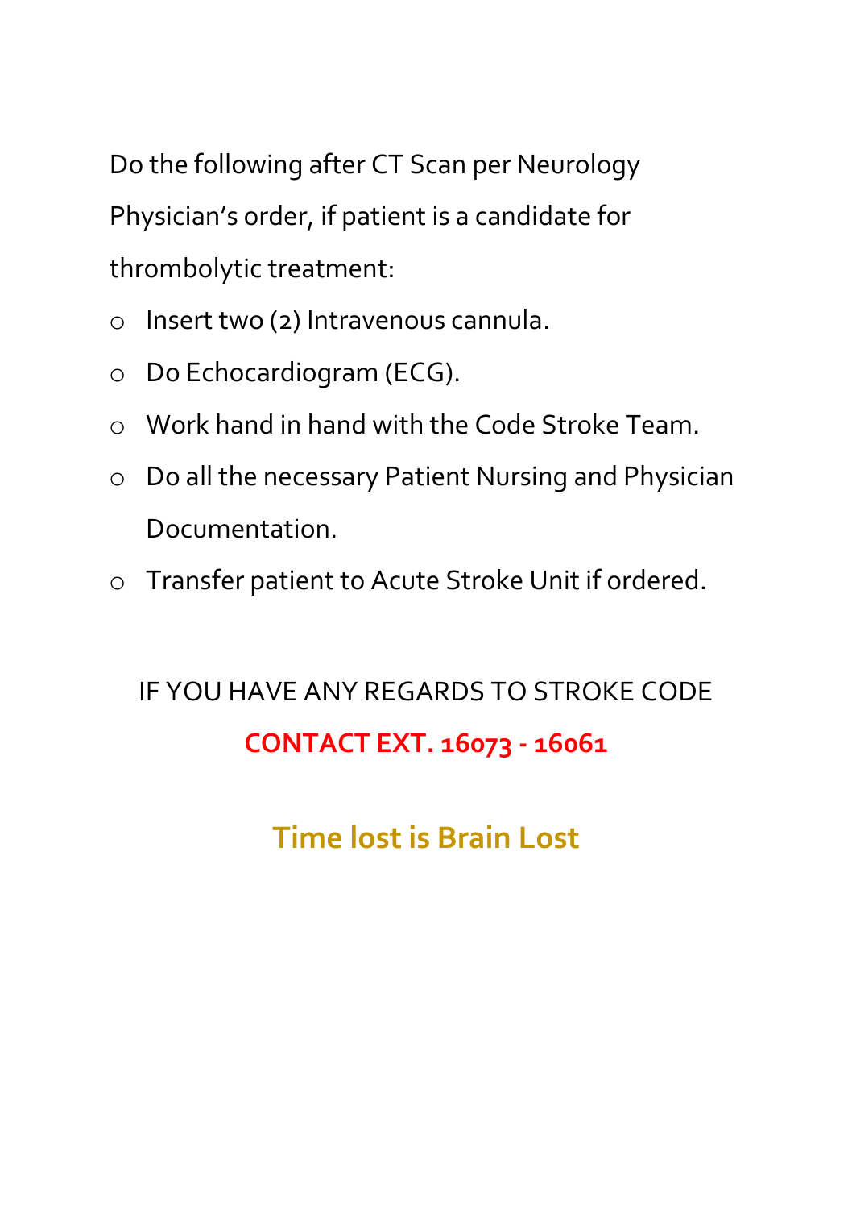Do the following after CT Scan per Neurology Physician's order, if patient is a candidate for thrombolytic treatment:

- Insert two (2) Intravenous cannula.
- Do Echocardiogram (ECG).
- Work hand in hand with the Code Stroke Team.
- Do all the necessary Patient Nursing and Physician Documentation.
- Transfer patient to Acute Stroke Unit if ordered.

IF YOU HAVE ANY REGARDS TO STROKE CODE

**CONTACT EXT. 16073 - 16061**

**Time lost is Brain Lost**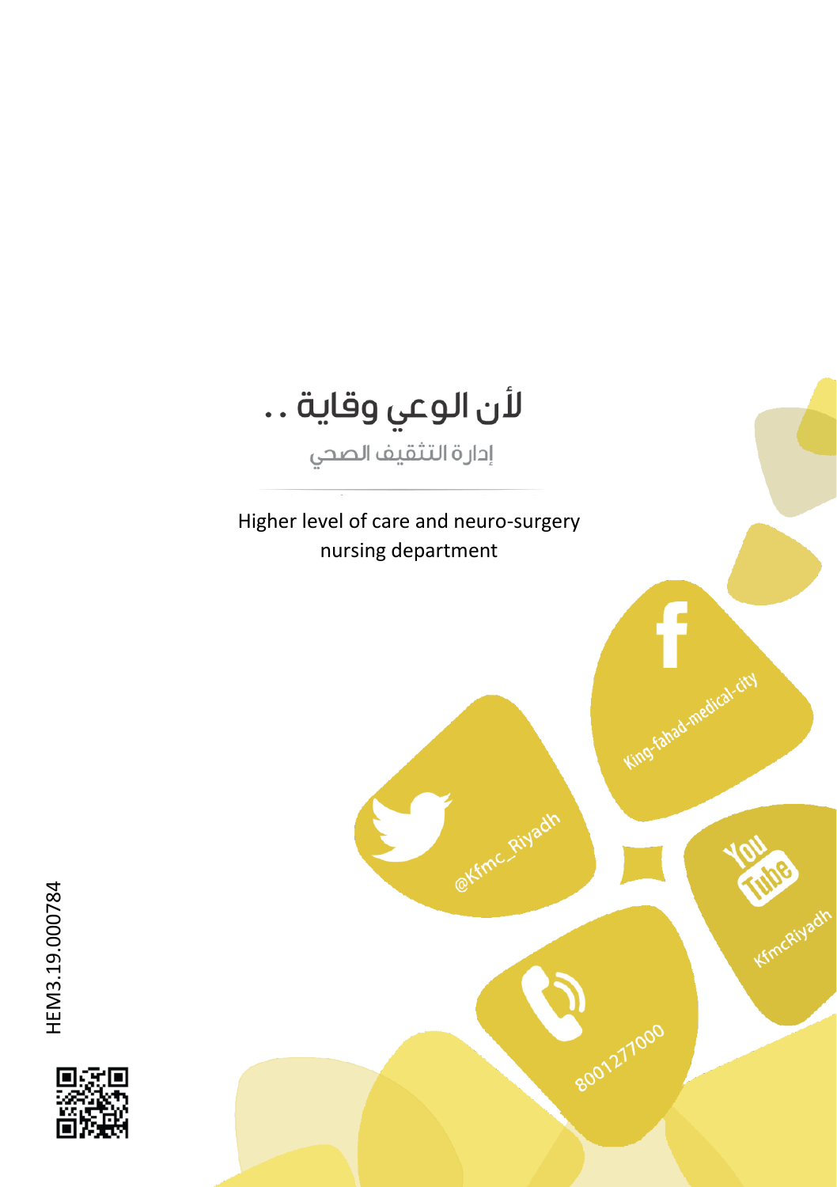لأن الوعي وقاية ..

إدارة التثقيف الصحي

Higher level of care and neuro-surgery nursing department

King-fahad-medical-city

@Kfmc_Riyadh

KfmcRiyadh

8001277000

HEM3.19.000784